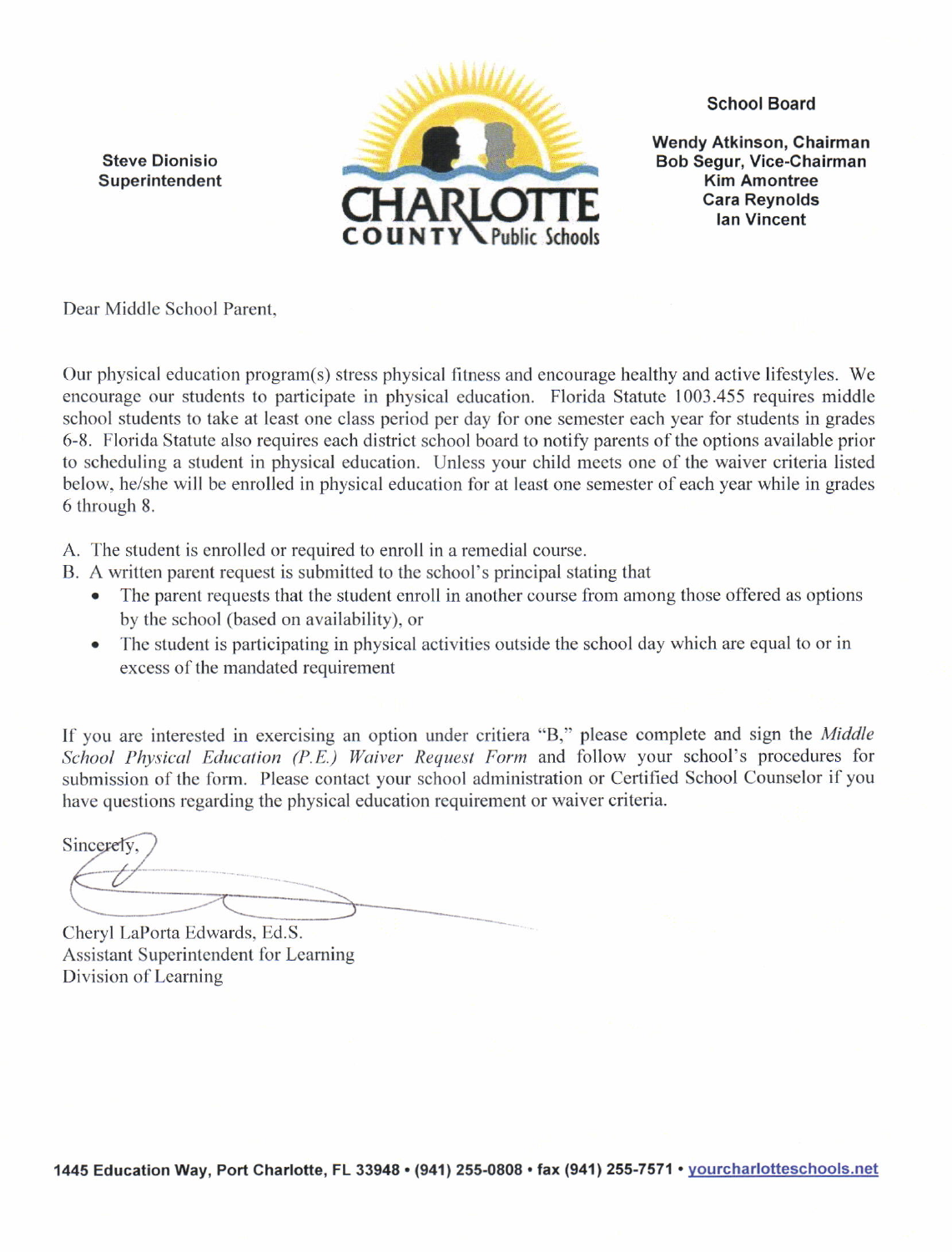**Steve Dionisio**
**Superintendent**

CHARLOTTE COUNTY Public Schools

**School Board**

**Wendy Atkinson, Chairman**
**Bob Segur, Vice-Chairman**
**Kim Amontree**
**Cara Reynolds**
**Ian Vincent**

Dear Middle School Parent,

Our physical education program(s) stress physical fitness and encourage healthy and active lifestyles. We encourage our students to participate in physical education. Florida Statute 1003.455 requires middle school students to take at least one class period per day for one semester each year for students in grades 6-8. Florida Statute also requires each district school board to notify parents of the options available prior to scheduling a student in physical education. Unless your child meets one of the waiver criteria listed below, he/she will be enrolled in physical education for at least one semester of each year while in grades 6 through 8.

A. The student is enrolled or required to enroll in a remedial course.
B. A written parent request is submitted to the school's principal stating that
   - The parent requests that the student enroll in another course from among those offered as options by the school (based on availability), or
   - The student is participating in physical activities outside the school day which are equal to or in excess of the mandated requirement

If you are interested in exercising an option under critiera "B," please complete and sign the *Middle School Physical Education (P.E.) Waiver Request Form* and follow your school's procedures for submission of the form. Please contact your school administration or Certified School Counselor if you have questions regarding the physical education requirement or waiver criteria.

Sincerely,

Cheryl LaPorta Edwards, Ed.S.
Assistant Superintendent for Learning
Division of Learning

**1445 Education Way, Port Charlotte, FL 33948 • (941) 255-0808 • fax (941) 255-7571 • yourcharlotteschools.net**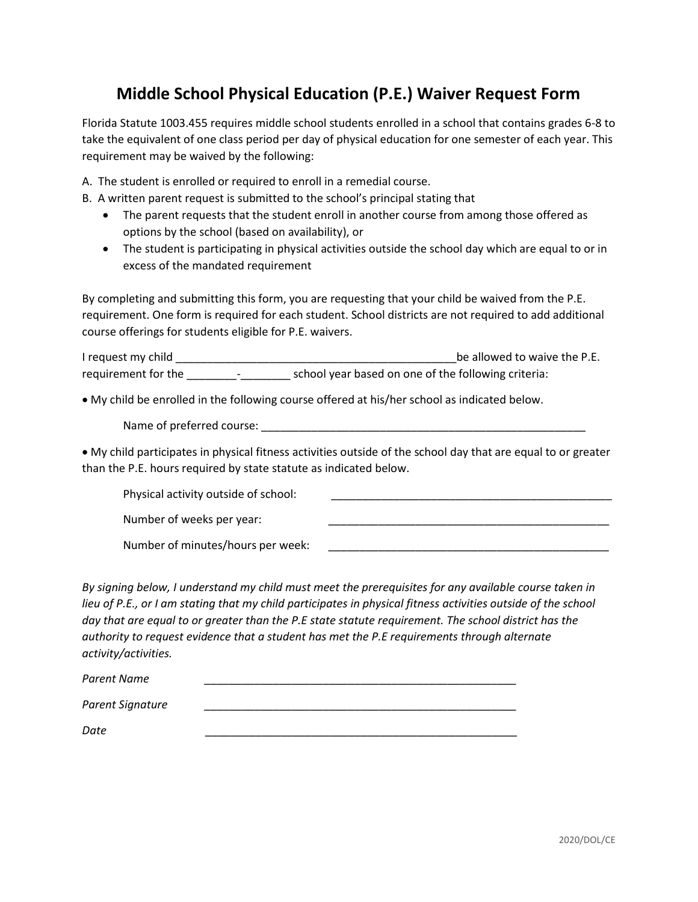# Middle School Physical Education (P.E.) Waiver Request Form

Florida Statute 1003.455 requires middle school students enrolled in a school that contains grades 6-8 to take the equivalent of one class period per day of physical education for one semester of each year. This requirement may be waived by the following:

A. The student is enrolled or required to enroll in a remedial course.
B. A written parent request is submitted to the school's principal stating that
   - The parent requests that the student enroll in another course from among those offered as options by the school (based on availability), or
   - The student is participating in physical activities outside the school day which are equal to or in excess of the mandated requirement

By completing and submitting this form, you are requesting that your child be waived from the P.E. requirement. One form is required for each student. School districts are not required to add additional course offerings for students eligible for P.E. waivers.

I request my child ______________________________________________be allowed to waive the P.E. requirement for the ________-________ school year based on one of the following criteria:

- My child be enrolled in the following course offered at his/her school as indicated below.

  Name of preferred course: _______________________________________________________

- My child participates in physical fitness activities outside of the school day that are equal to or greater than the P.E. hours required by state statute as indicated below.

  Physical activity outside of school: _______________________________________________

  Number of weeks per year: _______________________________________________

  Number of minutes/hours per week: _______________________________________________

*By signing below, I understand my child must meet the prerequisites for any available course taken in lieu of P.E., or I am stating that my child participates in physical fitness activities outside of the school day that are equal to or greater than the P.E state statute requirement. The school district has the authority to request evidence that a student has met the P.E requirements through alternate activity/activities.*

*Parent Name* _____________________________________________________

*Parent Signature* _____________________________________________________

*Date* _____________________________________________________

2020/DOL/CE